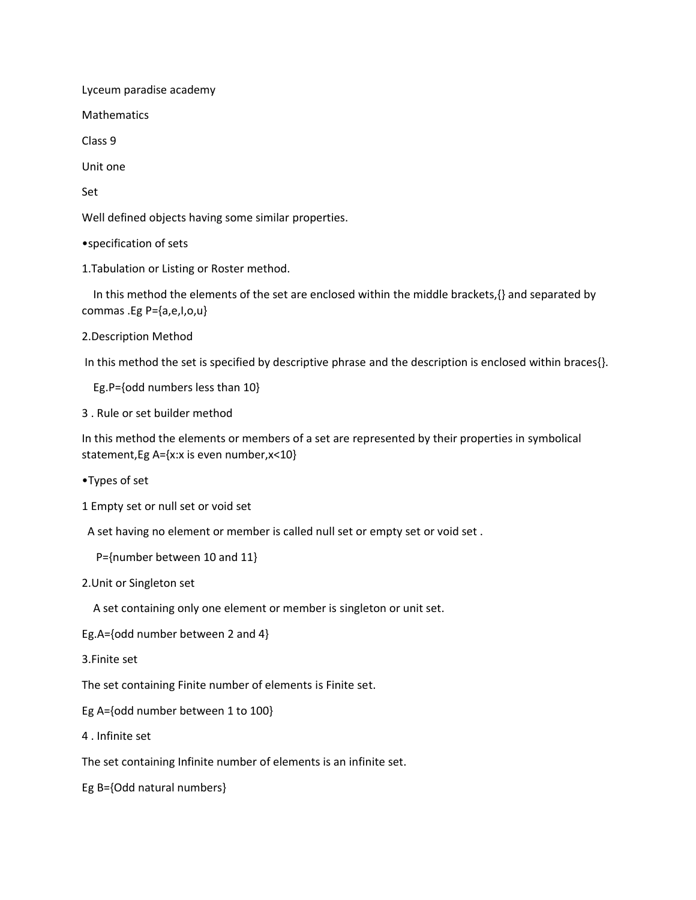Lyceum paradise academy

Mathematics

Class 9

Unit one

## Set

Well defined objects having some similar properties.

•specification of sets

1.Tabulation or Listing or Roster method.

In this method the elements of the set are enclosed within the middle brackets,{} and separated by commas .Eg P={a,e,I,o,u}

2.Description Method

In this method the set is specified by descriptive phrase and the description is enclosed within braces{}.

Eg.P={odd numbers less than 10}

3 . Rule or set builder method

In this method the elements or members of a set are represented by their properties in symbolical statement,Eg A={x:x is even number,x<10}

•Types of set

1 Empty set or null set or void set

A set having no element or member is called null set or empty set or void set .

P={number between 10 and 11}

2.Unit or Singleton set

A set containing only one element or member is singleton or unit set.

Eg.A={odd number between 2 and 4}

3.Finite set

The set containing Finite number of elements is Finite set.

Eg A={odd number between 1 to 100}

4 . Infinite set

The set containing Infinite number of elements is an infinite set.

Eg B={Odd natural numbers}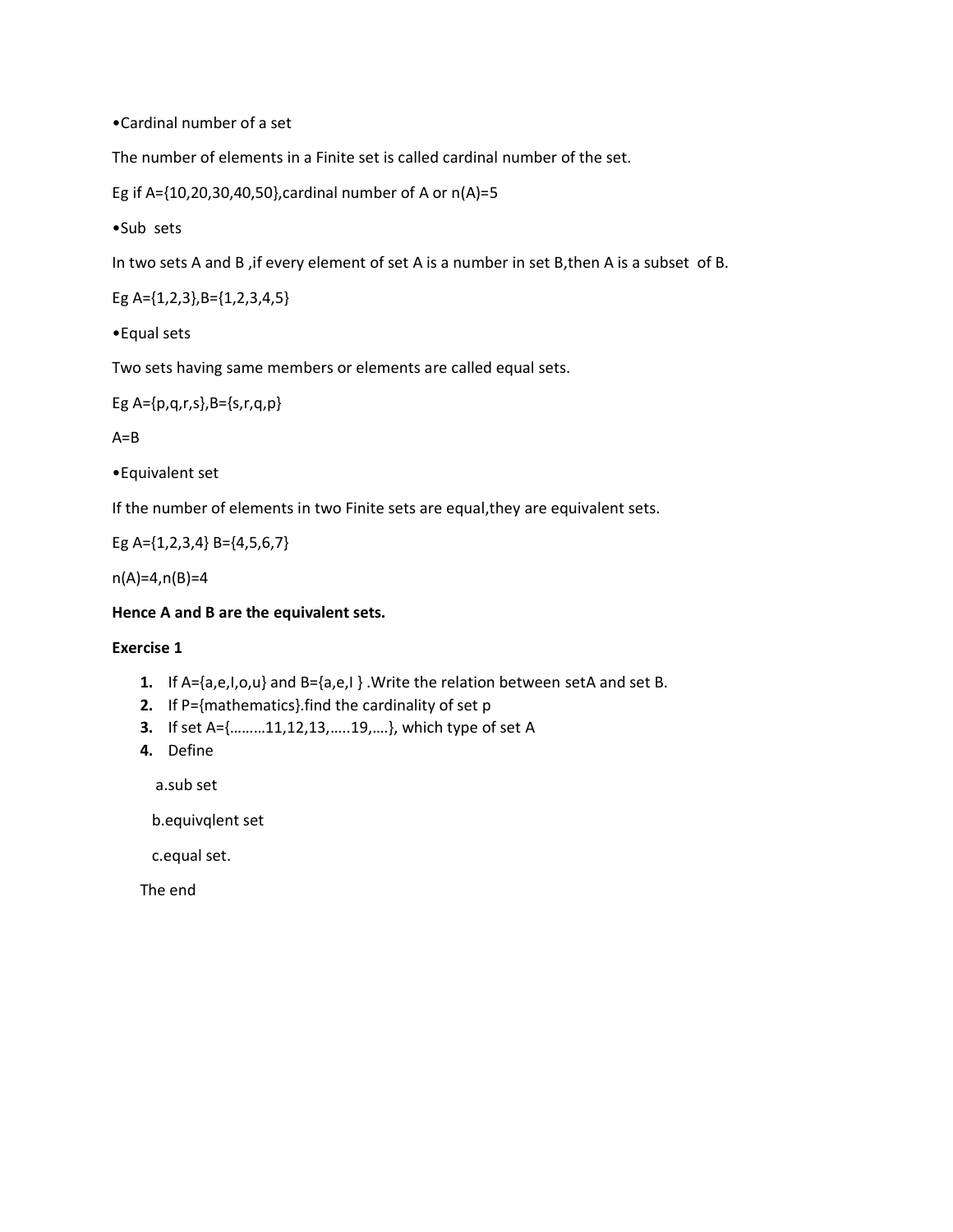•Cardinal number of a set

The number of elements in a Finite set is called cardinal number of the set.

Eg if A={10,20,30,40,50},cardinal number of A or n(A)=5

•Sub sets

In two sets A and B ,if every element of set A is a number in set B,then A is a subset of B.

Eg A={1,2,3},B={1,2,3,4,5}

•Equal sets

Two sets having same members or elements are called equal sets.

Eg A={p,q,r,s},B={s,r,q,p}

A=B

•Equivalent set

If the number of elements in two Finite sets are equal,they are equivalent sets.

Eg A={1,2,3,4} B={4,5,6,7}

n(A)=4,n(B)=4

**Hence A and B are the equivalent sets.**

**Exercise 1**

1. If A={a,e,I,o,u} and B={a,e,I } .Write the relation between setA and set B.
2. If P={mathematics}.find the cardinality of set p
3. If set A={………11,12,13,…..19,….}, which type of set A
4. Define

   a.sub set

   b.equivqlent set

   c.equal set.

The end